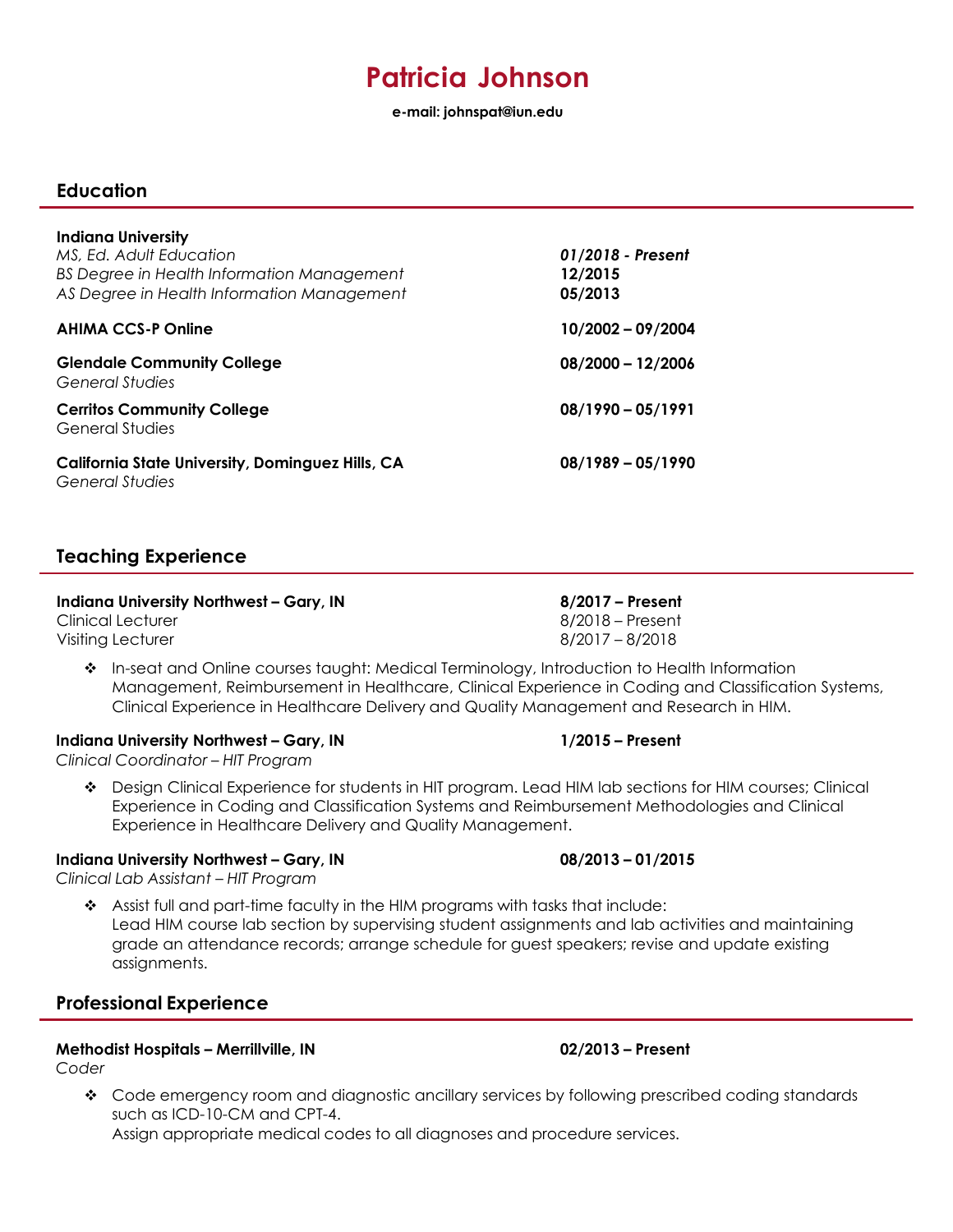# Patricia Johnson

**e-mail: johnspat@iun.edu**

## Education

**Indiana University**
*MS, Ed. Adult Education* — ***01/2018 - Present***
*BS Degree in Health Information Management* — **12/2015**
*AS Degree in Health Information Management* — **05/2013**

**AHIMA CCS-P Online** — **10/2002 – 09/2004**

**Glendale Community College** — **08/2000 – 12/2006**
*General Studies*

**Cerritos Community College** — **08/1990 – 05/1991**
General Studies

**California State University, Dominguez Hills, CA** — **08/1989 – 05/1990**
*General Studies*

## Teaching Experience

**Indiana University Northwest – Gary, IN** — **8/2017 – Present**
Clinical Lecturer — 8/2018 – Present
Visiting Lecturer — 8/2017 – 8/2018

- In-seat and Online courses taught: Medical Terminology, Introduction to Health Information Management, Reimbursement in Healthcare, Clinical Experience in Coding and Classification Systems, Clinical Experience in Healthcare Delivery and Quality Management and Research in HIM.

**Indiana University Northwest – Gary, IN** — **1/2015 – Present**
*Clinical Coordinator – HIT Program*

- Design Clinical Experience for students in HIT program. Lead HIM lab sections for HIM courses; Clinical Experience in Coding and Classification Systems and Reimbursement Methodologies and Clinical Experience in Healthcare Delivery and Quality Management.

**Indiana University Northwest – Gary, IN** — **08/2013 – 01/2015**
*Clinical Lab Assistant – HIT Program*

- Assist full and part-time faculty in the HIM programs with tasks that include:
  Lead HIM course lab section by supervising student assignments and lab activities and maintaining grade an attendance records; arrange schedule for guest speakers; revise and update existing assignments.

## Professional Experience

**Methodist Hospitals – Merrillville, IN** — **02/2013 – Present**
*Coder*

- Code emergency room and diagnostic ancillary services by following prescribed coding standards such as ICD-10-CM and CPT-4.
  Assign appropriate medical codes to all diagnoses and procedure services.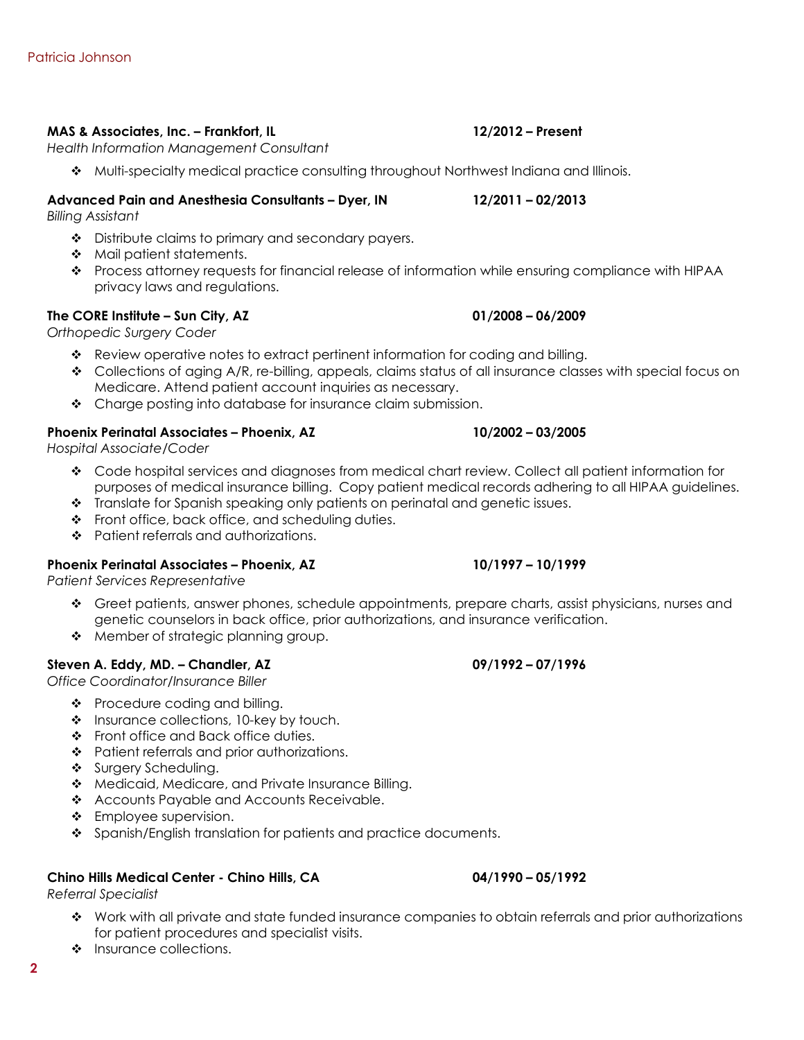**MAS & Associates, Inc. – Frankfort, IL** **12/2012 – Present**
*Health Information Management Consultant*

- Multi-specialty medical practice consulting throughout Northwest Indiana and Illinois.

**Advanced Pain and Anesthesia Consultants – Dyer, IN** **12/2011 – 02/2013**
*Billing Assistant*

- Distribute claims to primary and secondary payers.
- Mail patient statements.
- Process attorney requests for financial release of information while ensuring compliance with HIPAA privacy laws and regulations.

**The CORE Institute – Sun City, AZ** **01/2008 – 06/2009**
*Orthopedic Surgery Coder*

- Review operative notes to extract pertinent information for coding and billing.
- Collections of aging A/R, re-billing, appeals, claims status of all insurance classes with special focus on Medicare. Attend patient account inquiries as necessary.
- Charge posting into database for insurance claim submission.

**Phoenix Perinatal Associates – Phoenix, AZ** **10/2002 – 03/2005**
*Hospital Associate/Coder*

- Code hospital services and diagnoses from medical chart review. Collect all patient information for purposes of medical insurance billing. Copy patient medical records adhering to all HIPAA guidelines.
- Translate for Spanish speaking only patients on perinatal and genetic issues.
- Front office, back office, and scheduling duties.
- Patient referrals and authorizations.

**Phoenix Perinatal Associates – Phoenix, AZ** **10/1997 – 10/1999**
*Patient Services Representative*

- Greet patients, answer phones, schedule appointments, prepare charts, assist physicians, nurses and genetic counselors in back office, prior authorizations, and insurance verification.
- Member of strategic planning group.

**Steven A. Eddy, MD. – Chandler, AZ** **09/1992 – 07/1996**
*Office Coordinator/Insurance Biller*

- Procedure coding and billing.
- Insurance collections, 10-key by touch.
- Front office and Back office duties.
- Patient referrals and prior authorizations.
- Surgery Scheduling.
- Medicaid, Medicare, and Private Insurance Billing.
- Accounts Payable and Accounts Receivable.
- Employee supervision.
- Spanish/English translation for patients and practice documents.

**Chino Hills Medical Center - Chino Hills, CA** **04/1990 – 05/1992**
*Referral Specialist*

- Work with all private and state funded insurance companies to obtain referrals and prior authorizations for patient procedures and specialist visits.
- Insurance collections.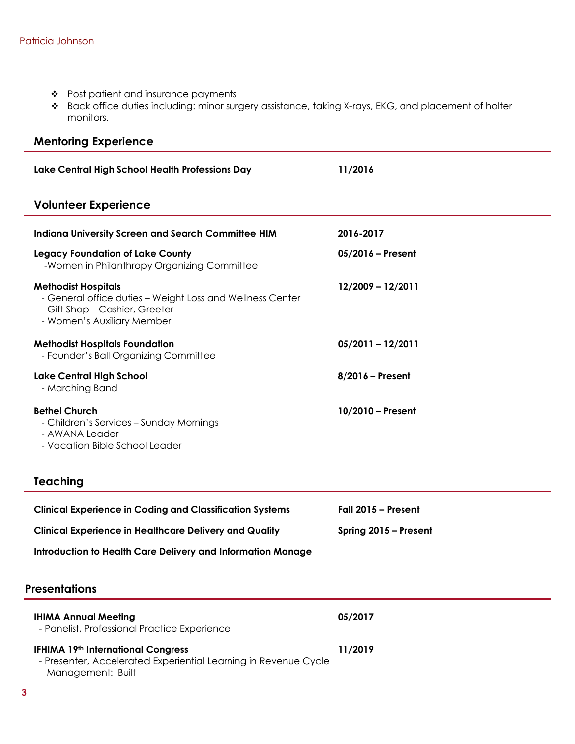- Post patient and insurance payments
- Back office duties including: minor surgery assistance, taking X-rays, EKG, and placement of holter monitors.

## Mentoring Experience

**Lake Central High School Health Professions Day** — **11/2016**

## Volunteer Experience

**Indiana University Screen and Search Committee HIM** — **2016-2017**

**Legacy Foundation of Lake County** — **05/2016 – Present**
-Women in Philanthropy Organizing Committee

**Methodist Hospitals** — **12/2009 – 12/2011**
- General office duties – Weight Loss and Wellness Center
- Gift Shop – Cashier, Greeter
- Women's Auxiliary Member

**Methodist Hospitals Foundation** — **05/2011 – 12/2011**
- Founder's Ball Organizing Committee

**Lake Central High School** — **8/2016 – Present**
- Marching Band

**Bethel Church** — **10/2010 – Present**
- Children's Services – Sunday Mornings
- AWANA Leader
- Vacation Bible School Leader

## Teaching

**Clinical Experience in Coding and Classification Systems** — **Fall 2015 – Present**

**Clinical Experience in Healthcare Delivery and Quality** — **Spring 2015 – Present**

**Introduction to Health Care Delivery and Information Manage**

## Presentations

**IHIMA Annual Meeting** — **05/2017**
- Panelist, Professional Practice Experience

**IFHIMA 19th International Congress** — **11/2019**
- Presenter, Accelerated Experiential Learning in Revenue Cycle Management: Built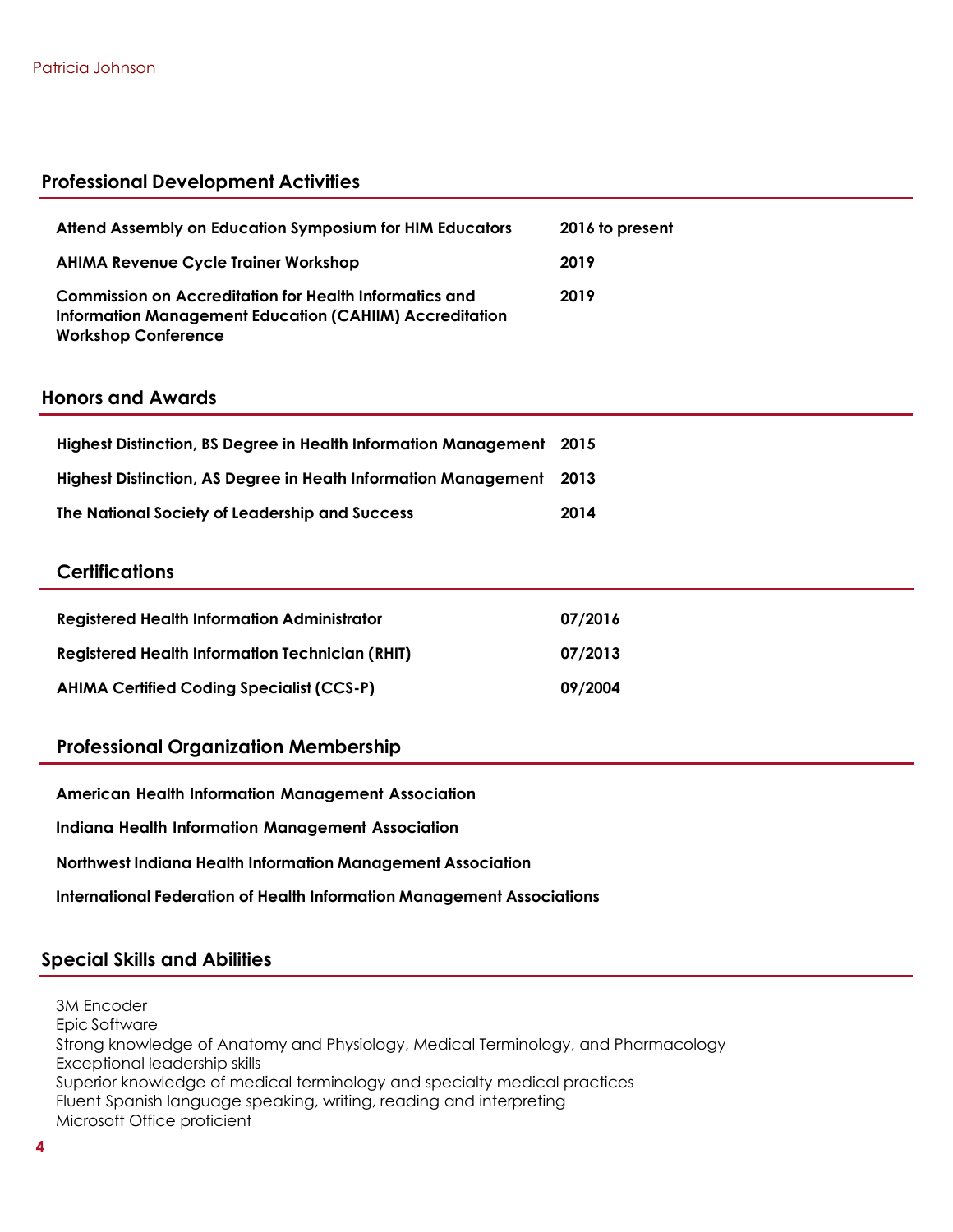## Professional Development Activities

| | |
|---|---|
| **Attend Assembly on Education Symposium for HIM Educators** | **2016 to present** |
| **AHIMA Revenue Cycle Trainer Workshop** | **2019** |
| **Commission on Accreditation for Health Informatics and Information Management Education (CAHIIM) Accreditation Workshop Conference** | **2019** |

## Honors and Awards

| | |
|---|---|
| **Highest Distinction, BS Degree in Health Information Management** | **2015** |
| **Highest Distinction, AS Degree in Heath Information Management** | **2013** |
| **The National Society of Leadership and Success** | **2014** |

## Certifications

| | |
|---|---|
| **Registered Health Information Administrator** | **07/2016** |
| **Registered Health Information Technician (RHIT)** | **07/2013** |
| **AHIMA Certified Coding Specialist (CCS-P)** | **09/2004** |

## Professional Organization Membership

**American Health Information Management Association**

**Indiana Health Information Management Association**

**Northwest Indiana Health Information Management Association**

**International Federation of Health Information Management Associations**

## Special Skills and Abilities

3M Encoder
Epic Software
Strong knowledge of Anatomy and Physiology, Medical Terminology, and Pharmacology
Exceptional leadership skills
Superior knowledge of medical terminology and specialty medical practices
Fluent Spanish language speaking, writing, reading and interpreting
Microsoft Office proficient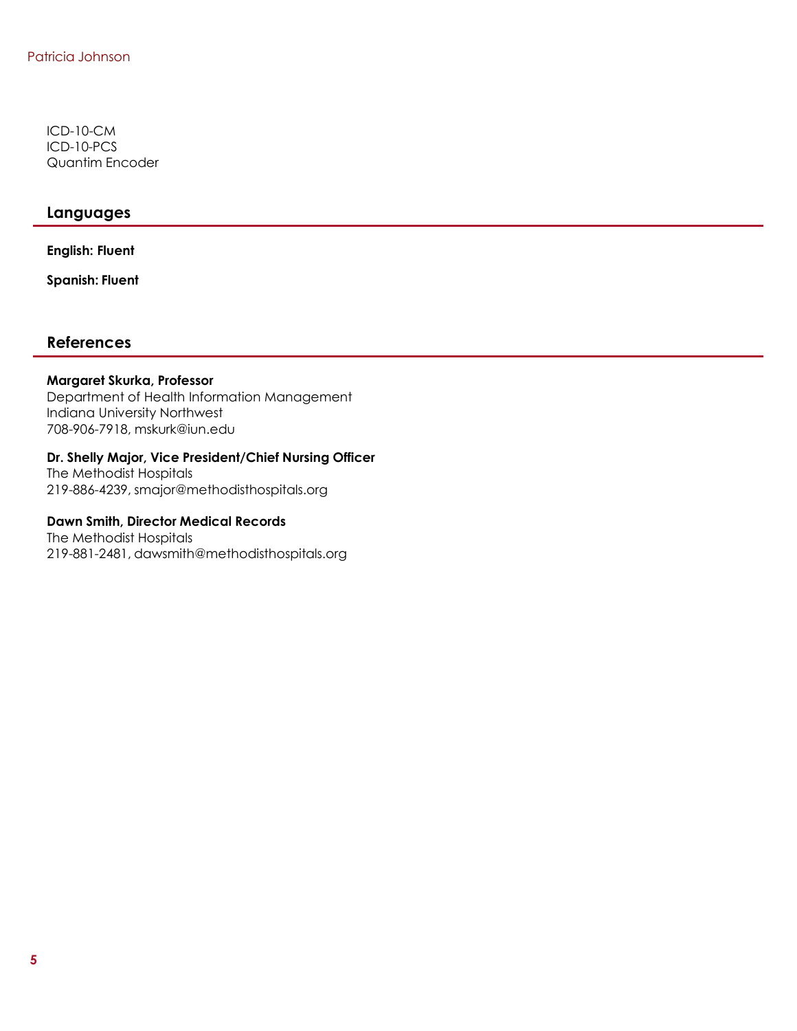ICD-10-CM
ICD-10-PCS
Quantim Encoder

## Languages

**English: Fluent**

**Spanish: Fluent**

## References

**Margaret Skurka, Professor**
Department of Health Information Management
Indiana University Northwest
708-906-7918, mskurk@iun.edu

**Dr. Shelly Major, Vice President/Chief Nursing Officer**
The Methodist Hospitals
219-886-4239, smajor@methodisthospitals.org

**Dawn Smith, Director Medical Records**
The Methodist Hospitals
219-881-2481, dawsmith@methodisthospitals.org